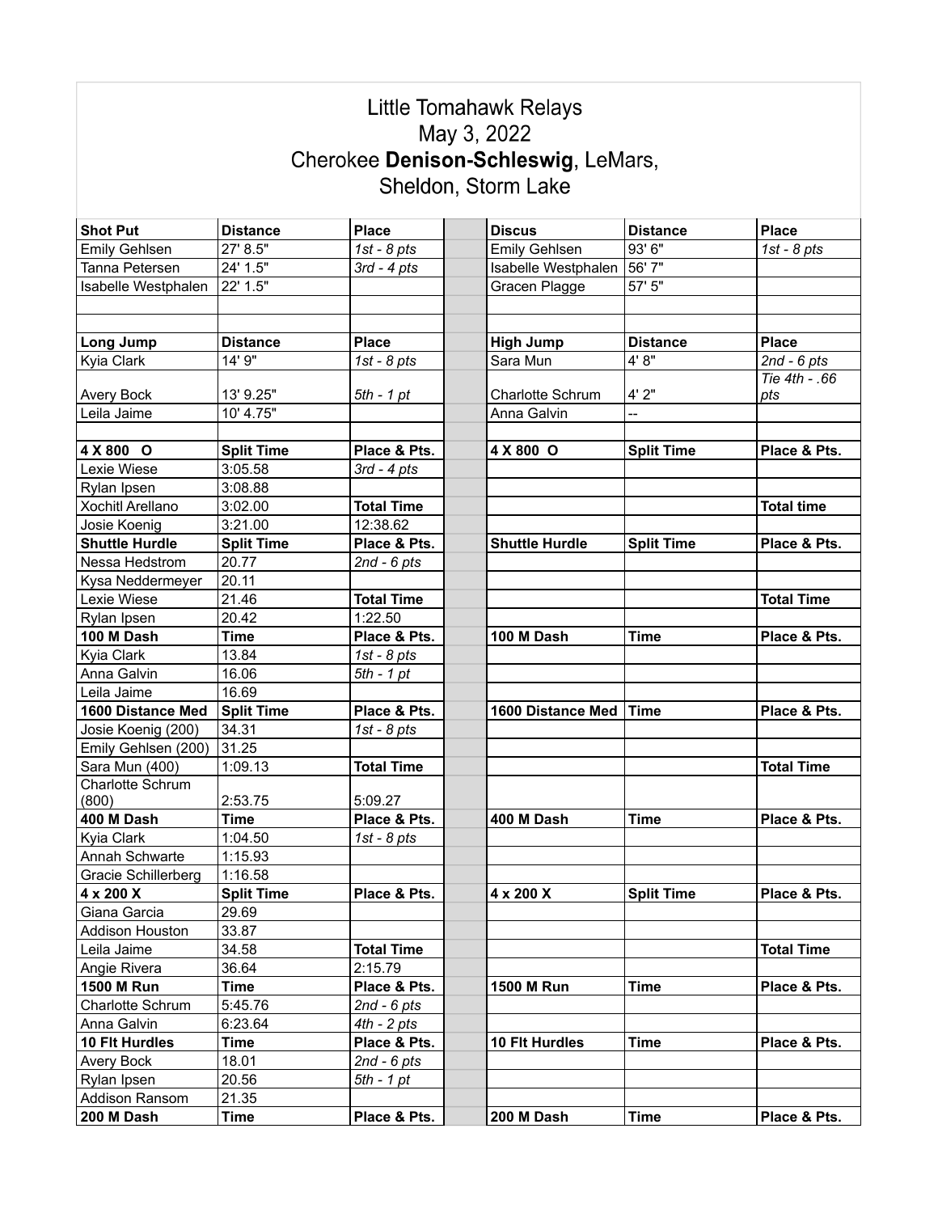# Little Tomahawk Relays

May 3, 2022

Cherokee **Denison-Schleswig**, LeMars, Sheldon, Storm Lake

| **Shot Put** | **Distance** | **Place** | | **Discus** | **Distance** | **Place** |
|---|---|---|---|---|---|---|
| Emily Gehlsen | 27' 8.5" | *1st - 8 pts* | | Emily Gehlsen | 93' 6" | *1st - 8 pts* |
| Tanna Petersen | 24' 1.5" | *3rd - 4 pts* | | Isabelle Westphalen | 56' 7" | |
| Isabelle Westphalen | 22' 1.5" | | | Gracen Plagge | 57' 5" | |
| | | | | | | |
| | | | | | | |
| **Long Jump** | **Distance** | **Place** | | **High Jump** | **Distance** | **Place** |
| Kyia Clark | 14' 9" | *1st - 8 pts* | | Sara Mun | 4' 8" | *2nd - 6 pts* |
| Avery Bock | 13' 9.25" | *5th - 1 pt* | | Charlotte Schrum | 4' 2" | *Tie 4th - .66 pts* |
| Leila Jaime | 10' 4.75" | | | Anna Galvin | -- | |
| | | | | | | |
| **4 X 800 O** | **Split Time** | **Place & Pts.** | | **4 X 800 O** | **Split Time** | **Place & Pts.** |
| Lexie Wiese | 3:05.58 | *3rd - 4 pts* | | | | |
| Rylan Ipsen | 3:08.88 | | | | | |
| Xochitl Arellano | 3:02.00 | **Total Time** | | | | **Total time** |
| Josie Koenig | 3:21.00 | 12:38.62 | | | | |
| **Shuttle Hurdle** | **Split Time** | **Place & Pts.** | | **Shuttle Hurdle** | **Split Time** | **Place & Pts.** |
| Nessa Hedstrom | 20.77 | *2nd - 6 pts* | | | | |
| Kysa Neddermeyer | 20.11 | | | | | |
| Lexie Wiese | 21.46 | **Total Time** | | | | **Total Time** |
| Rylan Ipsen | 20.42 | 1:22.50 | | | | |
| **100 M Dash** | **Time** | **Place & Pts.** | | **100 M Dash** | **Time** | **Place & Pts.** |
| Kyia Clark | 13.84 | *1st - 8 pts* | | | | |
| Anna Galvin | 16.06 | *5th - 1 pt* | | | | |
| Leila Jaime | 16.69 | | | | | |
| **1600 Distance Med** | **Split Time** | **Place & Pts.** | | **1600 Distance Med** | **Time** | **Place & Pts.** |
| Josie Koenig (200) | 34.31 | *1st - 8 pts* | | | | |
| Emily Gehlsen (200) | 31.25 | | | | | |
| Sara Mun (400) | 1:09.13 | **Total Time** | | | | **Total Time** |
| Charlotte Schrum (800) | 2:53.75 | 5:09.27 | | | | |
| **400 M Dash** | **Time** | **Place & Pts.** | | **400 M Dash** | **Time** | **Place & Pts.** |
| Kyia Clark | 1:04.50 | *1st - 8 pts* | | | | |
| Annah Schwarte | 1:15.93 | | | | | |
| Gracie Schillerberg | 1:16.58 | | | | | |
| **4 x 200 X** | **Split Time** | **Place & Pts.** | | **4 x 200 X** | **Split Time** | **Place & Pts.** |
| Giana Garcia | 29.69 | | | | | |
| Addison Houston | 33.87 | | | | | |
| Leila Jaime | 34.58 | **Total Time** | | | | **Total Time** |
| Angie Rivera | 36.64 | 2:15.79 | | | | |
| **1500 M Run** | **Time** | **Place & Pts.** | | **1500 M Run** | **Time** | **Place & Pts.** |
| Charlotte Schrum | 5:45.76 | *2nd - 6 pts* | | | | |
| Anna Galvin | 6:23.64 | *4th - 2 pts* | | | | |
| **10 Flt Hurdles** | **Time** | **Place & Pts.** | | **10 Flt Hurdles** | **Time** | **Place & Pts.** |
| Avery Bock | 18.01 | *2nd - 6 pts* | | | | |
| Rylan Ipsen | 20.56 | *5th - 1 pt* | | | | |
| Addison Ransom | 21.35 | | | | | |
| **200 M Dash** | **Time** | **Place & Pts.** | | **200 M Dash** | **Time** | **Place & Pts.** |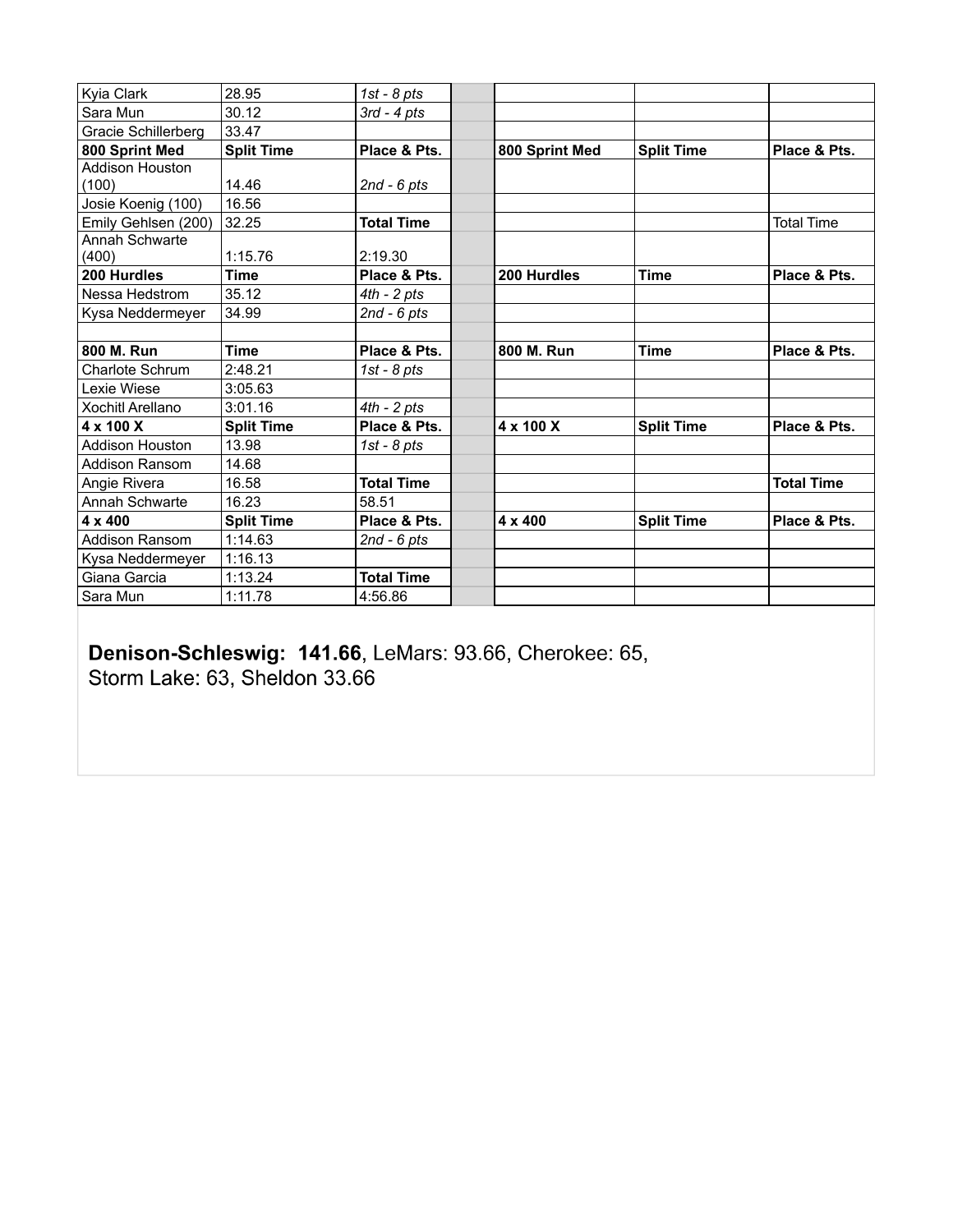| | | | | | | |
|---|---|---|---|---|---|---|
| Kyia Clark | 28.95 | *1st - 8 pts* | | | | |
| Sara Mun | 30.12 | *3rd - 4 pts* | | | | |
| Gracie Schillerberg | 33.47 | | | | | |
| **800 Sprint Med** | **Split Time** | **Place & Pts.** | | **800 Sprint Med** | **Split Time** | **Place & Pts.** |
| Addison Houston (100) | 14.46 | *2nd - 6 pts* | | | | |
| Josie Koenig (100) | 16.56 | | | | | |
| Emily Gehlsen (200) | 32.25 | **Total Time** | | | | Total Time |
| Annah Schwarte (400) | 1:15.76 | 2:19.30 | | | | |
| **200 Hurdles** | **Time** | **Place & Pts.** | | **200 Hurdles** | **Time** | **Place & Pts.** |
| Nessa Hedstrom | 35.12 | *4th - 2 pts* | | | | |
| Kysa Neddermeyer | 34.99 | *2nd - 6 pts* | | | | |
| | | | | | | |
| **800 M. Run** | **Time** | **Place & Pts.** | | **800 M. Run** | **Time** | **Place & Pts.** |
| Charlote Schrum | 2:48.21 | *1st - 8 pts* | | | | |
| Lexie Wiese | 3:05.63 | | | | | |
| Xochitl Arellano | 3:01.16 | *4th - 2 pts* | | | | |
| **4 x 100 X** | **Split Time** | **Place & Pts.** | | **4 x 100 X** | **Split Time** | **Place & Pts.** |
| Addison Houston | 13.98 | *1st - 8 pts* | | | | |
| Addison Ransom | 14.68 | | | | | |
| Angie Rivera | 16.58 | **Total Time** | | | | **Total Time** |
| Annah Schwarte | 16.23 | 58.51 | | | | |
| **4 x 400** | **Split Time** | **Place & Pts.** | | **4 x 400** | **Split Time** | **Place & Pts.** |
| Addison Ransom | 1:14.63 | *2nd - 6 pts* | | | | |
| Kysa Neddermeyer | 1:16.13 | | | | | |
| Giana Garcia | 1:13.24 | **Total Time** | | | | |
| Sara Mun | 1:11.78 | 4:56.86 | | | | |

**Denison-Schleswig: 141.66**, LeMars: 93.66, Cherokee: 65, Storm Lake: 63, Sheldon 33.66